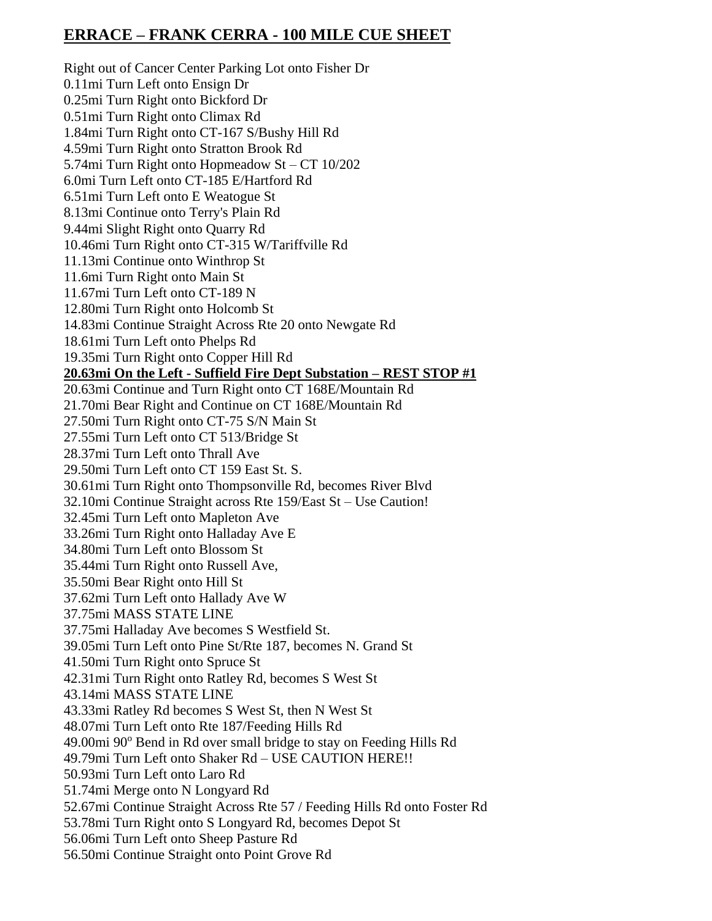# ERRACE – FRANK CERRA - 100 MILE CUE SHEET

Right out of Cancer Center Parking Lot onto Fisher Dr
0.11mi Turn Left onto Ensign Dr
0.25mi Turn Right onto Bickford Dr
0.51mi Turn Right onto Climax Rd
1.84mi Turn Right onto CT-167 S/Bushy Hill Rd
4.59mi Turn Right onto Stratton Brook Rd
5.74mi Turn Right onto Hopmeadow St – CT 10/202
6.0mi Turn Left onto CT-185 E/Hartford Rd
6.51mi Turn Left onto E Weatogue St
8.13mi Continue onto Terry's Plain Rd
9.44mi Slight Right onto Quarry Rd
10.46mi Turn Right onto CT-315 W/Tariffville Rd
11.13mi Continue onto Winthrop St
11.6mi Turn Right onto Main St
11.67mi Turn Left onto CT-189 N
12.80mi Turn Right onto Holcomb St
14.83mi Continue Straight Across Rte 20 onto Newgate Rd
18.61mi Turn Left onto Phelps Rd
19.35mi Turn Right onto Copper Hill Rd
**20.63mi On the Left - Suffield Fire Dept Substation – REST STOP #1**
20.63mi Continue and Turn Right onto CT 168E/Mountain Rd
21.70mi Bear Right and Continue on CT 168E/Mountain Rd
27.50mi Turn Right onto CT-75 S/N Main St
27.55mi Turn Left onto CT 513/Bridge St
28.37mi Turn Left onto Thrall Ave
29.50mi Turn Left onto CT 159 East St. S.
30.61mi Turn Right onto Thompsonville Rd, becomes River Blvd
32.10mi Continue Straight across Rte 159/East St – Use Caution!
32.45mi Turn Left onto Mapleton Ave
33.26mi Turn Right onto Halladay Ave E
34.80mi Turn Left onto Blossom St
35.44mi Turn Right onto Russell Ave,
35.50mi Bear Right onto Hill St
37.62mi Turn Left onto Hallady Ave W
37.75mi MASS STATE LINE
37.75mi Halladay Ave becomes S Westfield St.
39.05mi Turn Left onto Pine St/Rte 187, becomes N. Grand St
41.50mi Turn Right onto Spruce St
42.31mi Turn Right onto Ratley Rd, becomes S West St
43.14mi MASS STATE LINE
43.33mi Ratley Rd becomes S West St, then N West St
48.07mi Turn Left onto Rte 187/Feeding Hills Rd
49.00mi 90$^{o}$ Bend in Rd over small bridge to stay on Feeding Hills Rd
49.79mi Turn Left onto Shaker Rd – USE CAUTION HERE!!
50.93mi Turn Left onto Laro Rd
51.74mi Merge onto N Longyard Rd
52.67mi Continue Straight Across Rte 57 / Feeding Hills Rd onto Foster Rd
53.78mi Turn Right onto S Longyard Rd, becomes Depot St
56.06mi Turn Left onto Sheep Pasture Rd
56.50mi Continue Straight onto Point Grove Rd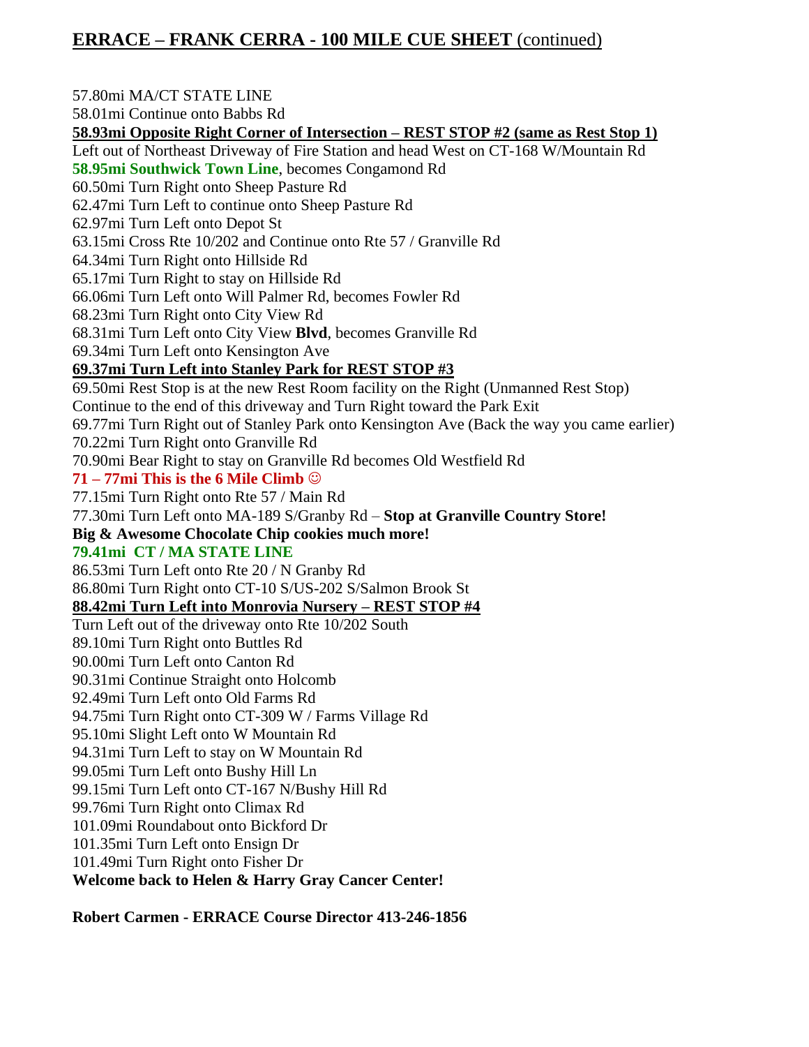# ERRACE – FRANK CERRA - 100 MILE CUE SHEET (continued)

57.80mi MA/CT STATE LINE
58.01mi Continue onto Babbs Rd
**58.93mi Opposite Right Corner of Intersection – REST STOP #2 (same as Rest Stop 1)**
Left out of Northeast Driveway of Fire Station and head West on CT-168 W/Mountain Rd
**58.95mi Southwick Town Line**, becomes Congamond Rd
60.50mi Turn Right onto Sheep Pasture Rd
62.47mi Turn Left to continue onto Sheep Pasture Rd
62.97mi Turn Left onto Depot St
63.15mi Cross Rte 10/202 and Continue onto Rte 57 / Granville Rd
64.34mi Turn Right onto Hillside Rd
65.17mi Turn Right to stay on Hillside Rd
66.06mi Turn Left onto Will Palmer Rd, becomes Fowler Rd
68.23mi Turn Right onto City View Rd
68.31mi Turn Left onto City View **Blvd**, becomes Granville Rd
69.34mi Turn Left onto Kensington Ave
**69.37mi Turn Left into Stanley Park for REST STOP #3**
69.50mi Rest Stop is at the new Rest Room facility on the Right (Unmanned Rest Stop)
Continue to the end of this driveway and Turn Right toward the Park Exit
69.77mi Turn Right out of Stanley Park onto Kensington Ave (Back the way you came earlier)
70.22mi Turn Right onto Granville Rd
70.90mi Bear Right to stay on Granville Rd becomes Old Westfield Rd
**71 – 77mi This is the 6 Mile Climb ☺**
77.15mi Turn Right onto Rte 57 / Main Rd
77.30mi Turn Left onto MA-189 S/Granby Rd – **Stop at Granville Country Store!**
**Big & Awesome Chocolate Chip cookies much more!**
**79.41mi CT / MA STATE LINE**
86.53mi Turn Left onto Rte 20 / N Granby Rd
86.80mi Turn Right onto CT-10 S/US-202 S/Salmon Brook St
**88.42mi Turn Left into Monrovia Nursery – REST STOP #4**
Turn Left out of the driveway onto Rte 10/202 South
89.10mi Turn Right onto Buttles Rd
90.00mi Turn Left onto Canton Rd
90.31mi Continue Straight onto Holcomb
92.49mi Turn Left onto Old Farms Rd
94.75mi Turn Right onto CT-309 W / Farms Village Rd
95.10mi Slight Left onto W Mountain Rd
94.31mi Turn Left to stay on W Mountain Rd
99.05mi Turn Left onto Bushy Hill Ln
99.15mi Turn Left onto CT-167 N/Bushy Hill Rd
99.76mi Turn Right onto Climax Rd
101.09mi Roundabout onto Bickford Dr
101.35mi Turn Left onto Ensign Dr
101.49mi Turn Right onto Fisher Dr
**Welcome back to Helen & Harry Gray Cancer Center!**

**Robert Carmen - ERRACE Course Director 413-246-1856**